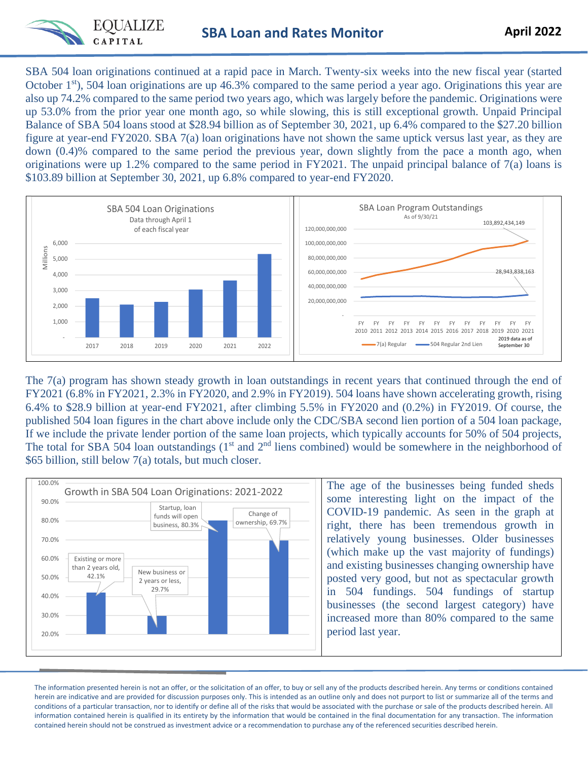# SBA Loan and Rates Monitor

**April 2022**

SBA 504 loan originations continued at a rapid pace in March. Twenty-six weeks into the new fiscal year (started October 1st), 504 loan originations are up 46.3% compared to the same period a year ago. Originations this year are also up 74.2% compared to the same period two years ago, which was largely before the pandemic. Originations were up 53.0% from the prior year one month ago, so while slowing, this is still exceptional growth. Unpaid Principal Balance of SBA 504 loans stood at $28.94 billion as of September 30, 2021, up 6.4% compared to the $27.20 billion figure at year-end FY2020. SBA 7(a) loan originations have not shown the same uptick versus last year, as they are down (0.4)% compared to the same period the previous year, down slightly from the pace a month ago, when originations were up 1.2% compared to the same period in FY2021. The unpaid principal balance of 7(a) loans is $103.89 billion at September 30, 2021, up 6.8% compared to year-end FY2020.

The 7(a) program has shown steady growth in loan outstandings in recent years that continued through the end of FY2021 (6.8% in FY2021, 2.3% in FY2020, and 2.9% in FY2019). 504 loans have shown accelerating growth, rising 6.4% to $28.9 billion at year-end FY2021, after climbing 5.5% in FY2020 and (0.2%) in FY2019. Of course, the published 504 loan figures in the chart above include only the CDC/SBA second lien portion of a 504 loan package, If we include the private lender portion of the same loan projects, which typically accounts for 50% of 504 projects, The total for SBA 504 loan outstandings (1st and 2nd liens combined) would be somewhere in the neighborhood of $65 billion, still below 7(a) totals, but much closer.

The age of the businesses being funded sheds some interesting light on the impact of the COVID-19 pandemic. As seen in the graph at right, there has been tremendous growth in relatively young businesses. Older businesses (which make up the vast majority of fundings) and existing businesses changing ownership have posted very good, but not as spectacular growth in 504 fundings. 504 fundings of startup businesses (the second largest category) have increased more than 80% compared to the same period last year.

The information presented herein is not an offer, or the solicitation of an offer, to buy or sell any of the products described herein. Any terms or conditions contained herein are indicative and are provided for discussion purposes only. This is intended as an outline only and does not purport to list or summarize all of the terms and conditions of a particular transaction, nor to identify or define all of the risks that would be associated with the purchase or sale of the products described herein. All information contained herein is qualified in its entirety by the information that would be contained in the final documentation for any transaction. The information contained herein should not be construed as investment advice or a recommendation to purchase any of the referenced securities described herein.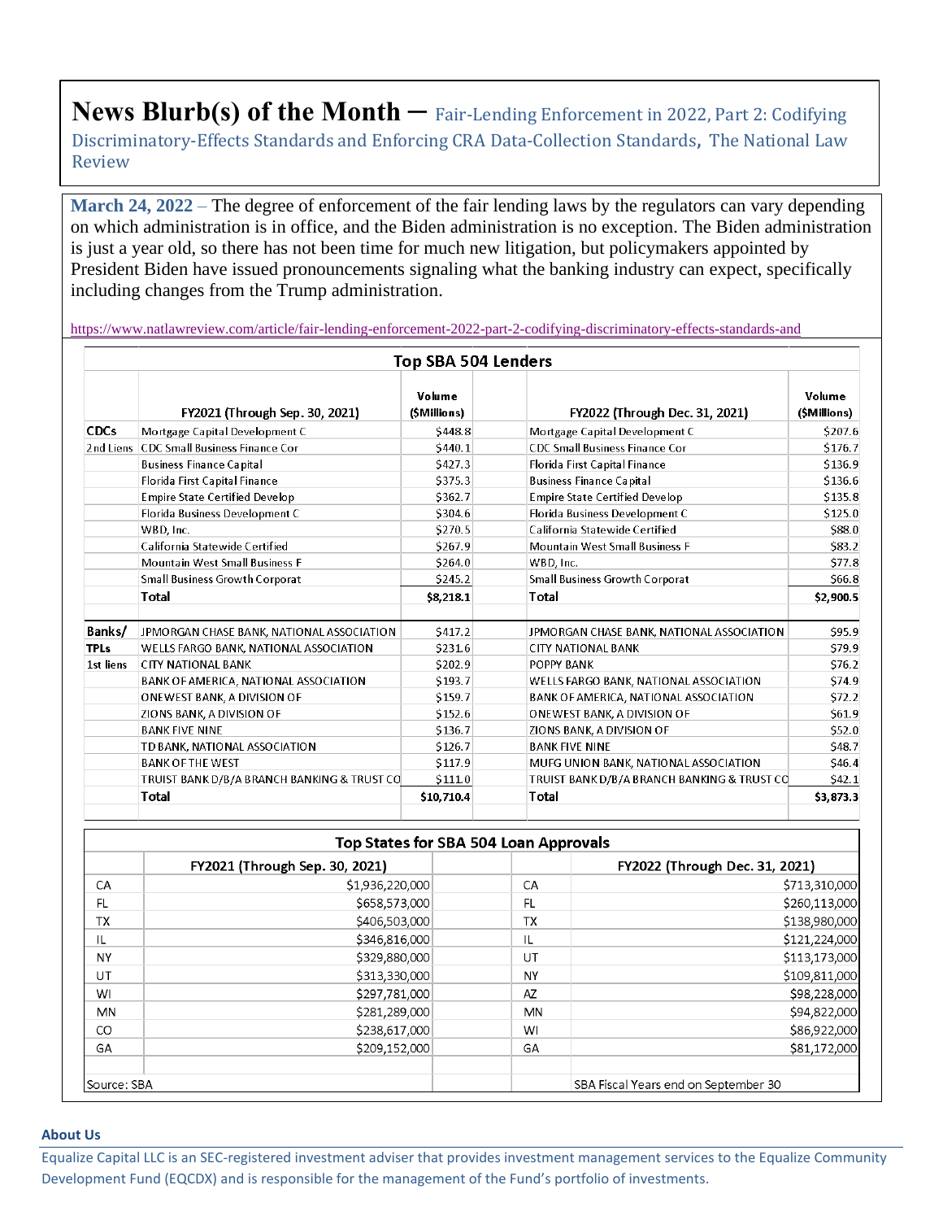# News Blurb(s) of the Month – Fair-Lending Enforcement in 2022, Part 2: Codifying Discriminatory-Effects Standards and Enforcing CRA Data-Collection Standards, The National Law Review

**March 24, 2022** – The degree of enforcement of the fair lending laws by the regulators can vary depending on which administration is in office, and the Biden administration is no exception. The Biden administration is just a year old, so there has not been time for much new litigation, but policymakers appointed by President Biden have issued pronouncements signaling what the banking industry can expect, specifically including changes from the Trump administration.

https://www.natlawreview.com/article/fair-lending-enforcement-2022-part-2-codifying-discriminatory-effects-standards-and

**Top SBA 504 Lenders**

| | FY2021 (Through Sep. 30, 2021) | Volume ($Millions) | | FY2022 (Through Dec. 31, 2021) | Volume ($Millions) |
|---|---|---|---|---|---|
| CDCs | Mortgage Capital Development C | $448.8 | | Mortgage Capital Development C | $207.6 |
| 2nd Liens | CDC Small Business Finance Cor | $440.1 | | CDC Small Business Finance Cor | $176.7 |
| | Business Finance Capital | $427.3 | | Florida First Capital Finance | $136.9 |
| | Florida First Capital Finance | $375.3 | | Business Finance Capital | $136.6 |
| | Empire State Certified Develop | $362.7 | | Empire State Certified Develop | $135.8 |
| | Florida Business Development C | $304.6 | | Florida Business Development C | $125.0 |
| | WBD, Inc. | $270.5 | | California Statewide Certified | $88.0 |
| | California Statewide Certified | $267.9 | | Mountain West Small Business F | $83.2 |
| | Mountain West Small Business F | $264.0 | | WBD, Inc. | $77.8 |
| | Small Business Growth Corporat | $245.2 | | Small Business Growth Corporat | $66.8 |
| | **Total** | **$8,218.1** | | **Total** | **$2,900.5** |
| | | | | | |
| **Banks/ TPLs** | JPMORGAN CHASE BANK, NATIONAL ASSOCIATION | $417.2 | | JPMORGAN CHASE BANK, NATIONAL ASSOCIATION | $95.9 |
| 1st liens | WELLS FARGO BANK, NATIONAL ASSOCIATION | $231.6 | | CITY NATIONAL BANK | $79.9 |
| | CITY NATIONAL BANK | $202.9 | | POPPY BANK | $76.2 |
| | BANK OF AMERICA, NATIONAL ASSOCIATION | $193.7 | | WELLS FARGO BANK, NATIONAL ASSOCIATION | $74.9 |
| | ONEWEST BANK, A DIVISION OF | $159.7 | | BANK OF AMERICA, NATIONAL ASSOCIATION | $72.2 |
| | ZIONS BANK, A DIVISION OF | $152.6 | | ONEWEST BANK, A DIVISION OF | $61.9 |
| | BANK FIVE NINE | $136.7 | | ZIONS BANK, A DIVISION OF | $52.0 |
| | TD BANK, NATIONAL ASSOCIATION | $126.7 | | BANK FIVE NINE | $48.7 |
| | BANK OF THE WEST | $117.9 | | MUFG UNION BANK, NATIONAL ASSOCIATION | $46.4 |
| | TRUIST BANK D/B/A BRANCH BANKING & TRUST CO | $111.0 | | TRUIST BANK D/B/A BRANCH BANKING & TRUST CO | $42.1 |
| | **Total** | **$10,710.4** | | **Total** | **$3,873.3** |

**Top States for SBA 504 Loan Approvals**

| | FY2021 (Through Sep. 30, 2021) | | | FY2022 (Through Dec. 31, 2021) |
|---|---|---|---|---|
| CA | $1,936,220,000 | | CA | $713,310,000 |
| FL | $658,573,000 | | FL | $260,113,000 |
| TX | $406,503,000 | | TX | $138,980,000 |
| IL | $346,816,000 | | IL | $121,224,000 |
| NY | $329,880,000 | | UT | $113,173,000 |
| UT | $313,330,000 | | NY | $109,811,000 |
| WI | $297,781,000 | | AZ | $98,228,000 |
| MN | $281,289,000 | | MN | $94,822,000 |
| CO | $238,617,000 | | WI | $86,922,000 |
| GA | $209,152,000 | | GA | $81,172,000 |
| | | | | |
| Source: SBA | | | | SBA Fiscal Years end on September 30 |

**About Us**

Equalize Capital LLC is an SEC-registered investment adviser that provides investment management services to the Equalize Community Development Fund (EQCDX) and is responsible for the management of the Fund's portfolio of investments.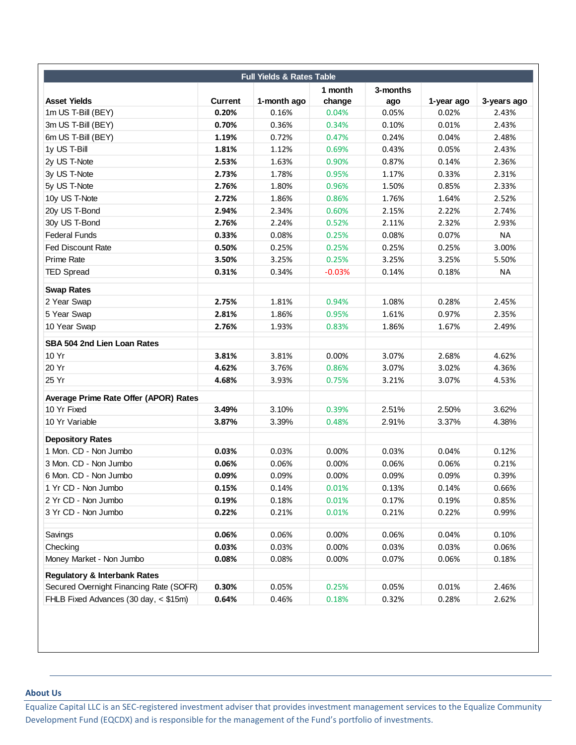| Full Yields & Rates Table | | | | | | |
|---|---|---|---|---|---|---|
| **Asset Yields** | **Current** | **1-month ago** | **1 month change** | **3-months ago** | **1-year ago** | **3-years ago** |
| 1m US T-Bill (BEY) | **0.20%** | 0.16% | 0.04% | 0.05% | 0.02% | 2.43% |
| 3m US T-Bill (BEY) | **0.70%** | 0.36% | 0.34% | 0.10% | 0.01% | 2.43% |
| 6m US T-Bill (BEY) | **1.19%** | 0.72% | 0.47% | 0.24% | 0.04% | 2.48% |
| 1y US T-Bill | **1.81%** | 1.12% | 0.69% | 0.43% | 0.05% | 2.43% |
| 2y US T-Note | **2.53%** | 1.63% | 0.90% | 0.87% | 0.14% | 2.36% |
| 3y US T-Note | **2.73%** | 1.78% | 0.95% | 1.17% | 0.33% | 2.31% |
| 5y US T-Note | **2.76%** | 1.80% | 0.96% | 1.50% | 0.85% | 2.33% |
| 10y US T-Note | **2.72%** | 1.86% | 0.86% | 1.76% | 1.64% | 2.52% |
| 20y US T-Bond | **2.94%** | 2.34% | 0.60% | 2.15% | 2.22% | 2.74% |
| 30y US T-Bond | **2.76%** | 2.24% | 0.52% | 2.11% | 2.32% | 2.93% |
| Federal Funds | **0.33%** | 0.08% | 0.25% | 0.08% | 0.07% | NA |
| Fed Discount Rate | **0.50%** | 0.25% | 0.25% | 0.25% | 0.25% | 3.00% |
| Prime Rate | **3.50%** | 3.25% | 0.25% | 3.25% | 3.25% | 5.50% |
| TED Spread | **0.31%** | 0.34% | -0.03% | 0.14% | 0.18% | NA |
| **Swap Rates** | | | | | | |
| 2 Year Swap | **2.75%** | 1.81% | 0.94% | 1.08% | 0.28% | 2.45% |
| 5 Year Swap | **2.81%** | 1.86% | 0.95% | 1.61% | 0.97% | 2.35% |
| 10 Year Swap | **2.76%** | 1.93% | 0.83% | 1.86% | 1.67% | 2.49% |
| **SBA 504 2nd Lien Loan Rates** | | | | | | |
| 10 Yr | **3.81%** | 3.81% | 0.00% | 3.07% | 2.68% | 4.62% |
| 20 Yr | **4.62%** | 3.76% | 0.86% | 3.07% | 3.02% | 4.36% |
| 25 Yr | **4.68%** | 3.93% | 0.75% | 3.21% | 3.07% | 4.53% |
| **Average Prime Rate Offer (APOR) Rates** | | | | | | |
| 10 Yr Fixed | **3.49%** | 3.10% | 0.39% | 2.51% | 2.50% | 3.62% |
| 10 Yr Variable | **3.87%** | 3.39% | 0.48% | 2.91% | 3.37% | 4.38% |
| **Depository Rates** | | | | | | |
| 1 Mon. CD - Non Jumbo | **0.03%** | 0.03% | 0.00% | 0.03% | 0.04% | 0.12% |
| 3 Mon. CD - Non Jumbo | **0.06%** | 0.06% | 0.00% | 0.06% | 0.06% | 0.21% |
| 6 Mon. CD - Non Jumbo | **0.09%** | 0.09% | 0.00% | 0.09% | 0.09% | 0.39% |
| 1 Yr CD - Non Jumbo | **0.15%** | 0.14% | 0.01% | 0.13% | 0.14% | 0.66% |
| 2 Yr CD - Non Jumbo | **0.19%** | 0.18% | 0.01% | 0.17% | 0.19% | 0.85% |
| 3 Yr CD - Non Jumbo | **0.22%** | 0.21% | 0.01% | 0.21% | 0.22% | 0.99% |
| | | | | | | |
| Savings | **0.06%** | 0.06% | 0.00% | 0.06% | 0.04% | 0.10% |
| Checking | **0.03%** | 0.03% | 0.00% | 0.03% | 0.03% | 0.06% |
| Money Market - Non Jumbo | **0.08%** | 0.08% | 0.00% | 0.07% | 0.06% | 0.18% |
| **Regulatory & Interbank Rates** | | | | | | |
| Secured Overnight Financing Rate (SOFR) | **0.30%** | 0.05% | 0.25% | 0.05% | 0.01% | 2.46% |
| FHLB Fixed Advances (30 day, < $15m) | **0.64%** | 0.46% | 0.18% | 0.32% | 0.28% | 2.62% |

## About Us

Equalize Capital LLC is an SEC-registered investment adviser that provides investment management services to the Equalize Community Development Fund (EQCDX) and is responsible for the management of the Fund's portfolio of investments.